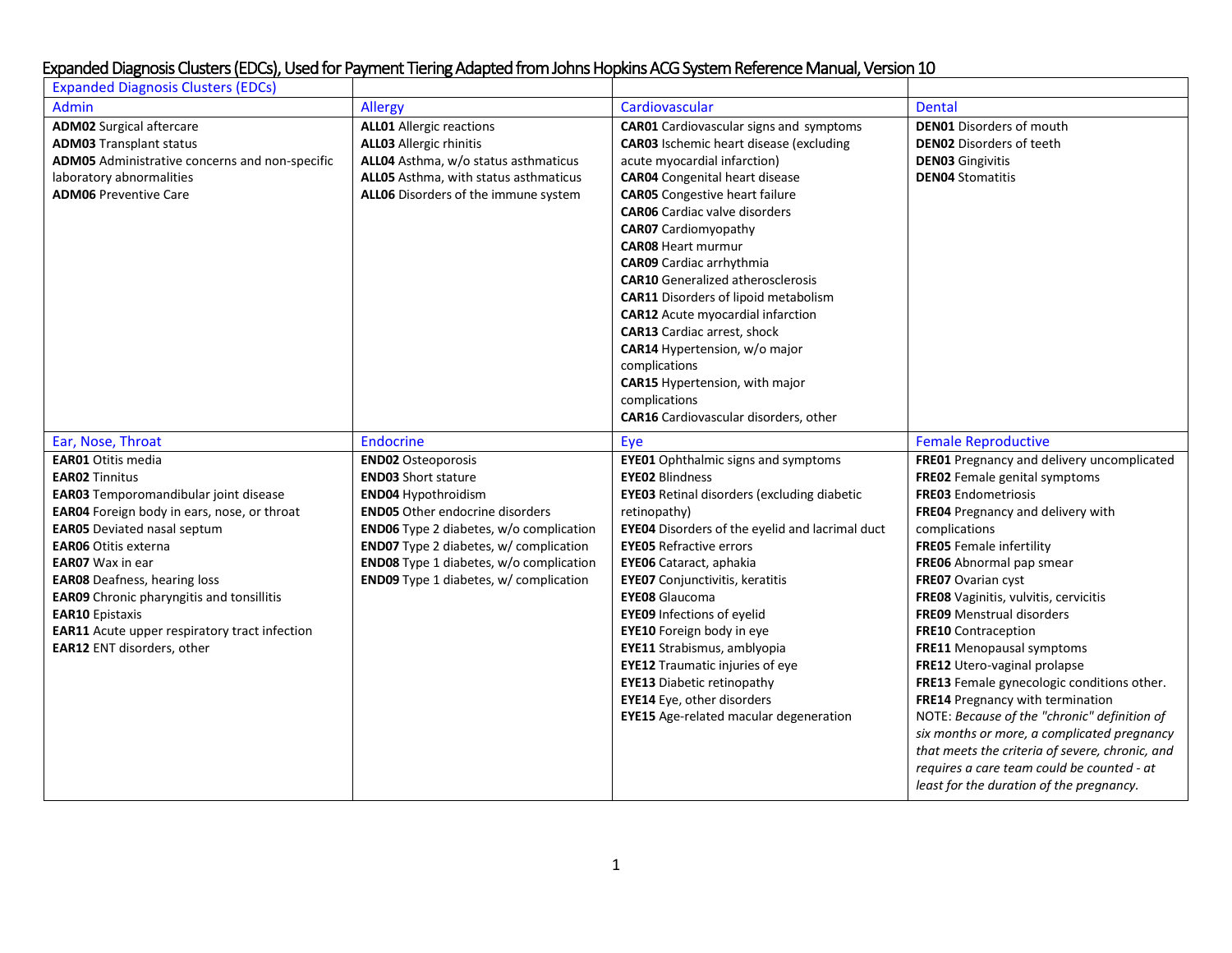# Expanded Diagnosis Clusters (EDCs), Used for Payment Tiering Adapted from Johns Hopkins ACG System Reference Manual, Version 10

| Expanded Diagnosis Clusters (EDCs) | | | |
|---|---|---|---|
| **Admin** | **Allergy** | **Cardiovascular** | **Dental** |
| **ADM02** Surgical aftercare<br>**ADM03** Transplant status<br>**ADM05** Administrative concerns and non-specific laboratory abnormalities<br>**ADM06** Preventive Care | **ALL01** Allergic reactions<br>**ALL03** Allergic rhinitis<br>**ALL04** Asthma, w/o status asthmaticus<br>**ALL05** Asthma, with status asthmaticus<br>**ALL06** Disorders of the immune system | **CAR01** Cardiovascular signs and symptoms<br>**CAR03** Ischemic heart disease (excluding acute myocardial infarction)<br>**CAR04** Congenital heart disease<br>**CAR05** Congestive heart failure<br>**CAR06** Cardiac valve disorders<br>**CAR07** Cardiomyopathy<br>**CAR08** Heart murmur<br>**CAR09** Cardiac arrhythmia<br>**CAR10** Generalized atherosclerosis<br>**CAR11** Disorders of lipoid metabolism<br>**CAR12** Acute myocardial infarction<br>**CAR13** Cardiac arrest, shock<br>**CAR14** Hypertension, w/o major complications<br>**CAR15** Hypertension, with major complications<br>**CAR16** Cardiovascular disorders, other | **DEN01** Disorders of mouth<br>**DEN02** Disorders of teeth<br>**DEN03** Gingivitis<br>**DEN04** Stomatitis |
| **Ear, Nose, Throat** | **Endocrine** | **Eye** | **Female Reproductive** |
| **EAR01** Otitis media<br>**EAR02** Tinnitus<br>**EAR03** Temporomandibular joint disease<br>**EAR04** Foreign body in ears, nose, or throat<br>**EAR05** Deviated nasal septum<br>**EAR06** Otitis externa<br>**EAR07** Wax in ear<br>**EAR08** Deafness, hearing loss<br>**EAR09** Chronic pharyngitis and tonsillitis<br>**EAR10** Epistaxis<br>**EAR11** Acute upper respiratory tract infection<br>**EAR12** ENT disorders, other | **END02** Osteoporosis<br>**END03** Short stature<br>**END04** Hypothroidism<br>**END05** Other endocrine disorders<br>**END06** Type 2 diabetes, w/o complication<br>**END07** Type 2 diabetes, w/ complication<br>**END08** Type 1 diabetes, w/o complication<br>**END09** Type 1 diabetes, w/ complication | **EYE01** Ophthalmic signs and symptoms<br>**EYE02** Blindness<br>**EYE03** Retinal disorders (excluding diabetic retinopathy)<br>**EYE04** Disorders of the eyelid and lacrimal duct<br>**EYE05** Refractive errors<br>**EYE06** Cataract, aphakia<br>**EYE07** Conjunctivitis, keratitis<br>**EYE08** Glaucoma<br>**EYE09** Infections of eyelid<br>**EYE10** Foreign body in eye<br>**EYE11** Strabismus, amblyopia<br>**EYE12** Traumatic injuries of eye<br>**EYE13** Diabetic retinopathy<br>**EYE14** Eye, other disorders<br>**EYE15** Age-related macular degeneration | **FRE01** Pregnancy and delivery uncomplicated<br>**FRE02** Female genital symptoms<br>**FRE03** Endometriosis<br>**FRE04** Pregnancy and delivery with complications<br>**FRE05** Female infertility<br>**FRE06** Abnormal pap smear<br>**FRE07** Ovarian cyst<br>**FRE08** Vaginitis, vulvitis, cervicitis<br>**FRE09** Menstrual disorders<br>**FRE10** Contraception<br>**FRE11** Menopausal symptoms<br>**FRE12** Utero-vaginal prolapse<br>**FRE13** Female gynecologic conditions other.<br>**FRE14** Pregnancy with termination<br>NOTE: *Because of the "chronic" definition of six months or more, a complicated pregnancy that meets the criteria of severe, chronic, and requires a care team could be counted - at least for the duration of the pregnancy.* |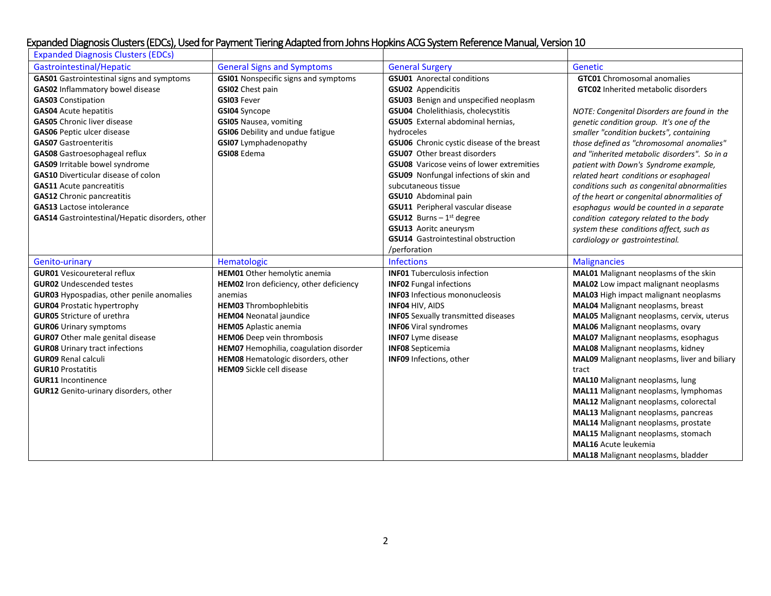## Expanded Diagnosis Clusters (EDCs), Used for Payment Tiering Adapted from Johns Hopkins ACG System Reference Manual, Version 10

| Expanded Diagnosis Clusters (EDCs) | | | |
|---|---|---|---|
| Gastrointestinal/Hepatic | General Signs and Symptoms | General Surgery | Genetic |
| **GAS01** Gastrointestinal signs and symptoms<br>**GAS02** Inflammatory bowel disease<br>**GAS03** Constipation<br>**GAS04** Acute hepatitis<br>**GAS05** Chronic liver disease<br>**GAS06** Peptic ulcer disease<br>**GAS07** Gastroenteritis<br>**GAS08** Gastroesophageal reflux<br>**GAS09** Irritable bowel syndrome<br>**GAS10** Diverticular disease of colon<br>**GAS11** Acute pancreatitis<br>**GAS12** Chronic pancreatitis<br>**GAS13** Lactose intolerance<br>**GAS14** Gastrointestinal/Hepatic disorders, other | **GSI01** Nonspecific signs and symptoms<br>**GSI02** Chest pain<br>**GSI03** Fever<br>**GSI04** Syncope<br>**GSI05** Nausea, vomiting<br>**GSI06** Debility and undue fatigue<br>**GSI07** Lymphadenopathy<br>**GSI08** Edema | **GSU01** Anorectal conditions<br>**GSU02** Appendicitis<br>**GSU03** Benign and unspecified neoplasm<br>**GSU04** Cholelithiasis, cholecystitis<br>**GSU05** External abdominal hernias, hydroceles<br>**GSU06** Chronic cystic disease of the breast<br>**GSU07** Other breast disorders<br>**GSU08** Varicose veins of lower extremities<br>**GSU09** Nonfungal infections of skin and subcutaneous tissue<br>**GSU10** Abdominal pain<br>**GSU11** Peripheral vascular disease<br>**GSU12** Burns – 1st degree<br>**GSU13** Aoritc aneurysm<br>**GSU14** Gastrointestinal obstruction /perforation | **GTC01** Chromosomal anomalies<br>**GTC02** Inherited metabolic disorders<br><br>*NOTE: Congenital Disorders are found in the genetic condition group. It's one of the smaller "condition buckets", containing those defined as "chromosomal anomalies" and "inherited metabolic disorders". So in a patient with Down's Syndrome example, related heart conditions or esophageal conditions such as congenital abnormalities of the heart or congenital abnormalities of esophagus would be counted in a separate condition category related to the body system these conditions affect, such as cardiology or gastrointestinal.* |
| Genito-urinary | Hematologic | Infections | Malignancies |
| **GUR01** Vesicoureteral reflux<br>**GUR02** Undescended testes<br>**GUR03** Hypospadias, other penile anomalies<br>**GUR04** Prostatic hypertrophy<br>**GUR05** Stricture of urethra<br>**GUR06** Urinary symptoms<br>**GUR07** Other male genital disease<br>**GUR08** Urinary tract infections<br>**GUR09** Renal calculi<br>**GUR10** Prostatitis<br>**GUR11** Incontinence<br>**GUR12** Genito-urinary disorders, other | **HEM01** Other hemolytic anemia<br>**HEM02** Iron deficiency, other deficiency anemias<br>**HEM03** Thrombophlebitis<br>**HEM04** Neonatal jaundice<br>**HEM05** Aplastic anemia<br>**HEM06** Deep vein thrombosis<br>**HEM07** Hemophilia, coagulation disorder<br>**HEM08** Hematologic disorders, other<br>**HEM09** Sickle cell disease | **INF01** Tuberculosis infection<br>**INF02** Fungal infections<br>**INF03** Infectious mononucleosis<br>**INF04** HIV, AIDS<br>**INF05** Sexually transmitted diseases<br>**INF06** Viral syndromes<br>**INF07** Lyme disease<br>**INF08** Septicemia<br>**INF09** Infections, other | **MAL01** Malignant neoplasms of the skin<br>**MAL02** Low impact malignant neoplasms<br>**MAL03** High impact malignant neoplasms<br>**MAL04** Malignant neoplasms, breast<br>**MAL05** Malignant neoplasms, cervix, uterus<br>**MAL06** Malignant neoplasms, ovary<br>**MAL07** Malignant neoplasms, esophagus<br>**MAL08** Malignant neoplasms, kidney<br>**MAL09** Malignant neoplasms, liver and biliary tract<br>**MAL10** Malignant neoplasms, lung<br>**MAL11** Malignant neoplasms, lymphomas<br>**MAL12** Malignant neoplasms, colorectal<br>**MAL13** Malignant neoplasms, pancreas<br>**MAL14** Malignant neoplasms, prostate<br>**MAL15** Malignant neoplasms, stomach<br>**MAL16** Acute leukemia<br>**MAL18** Malignant neoplasms, bladder |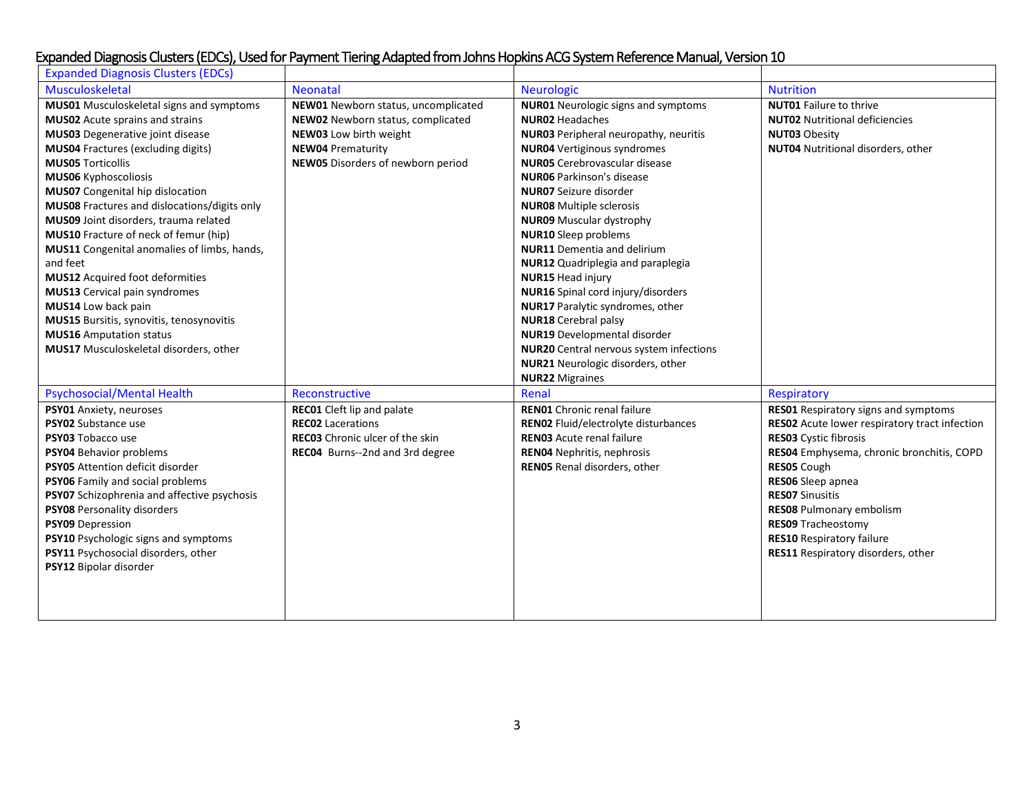# Expanded Diagnosis Clusters (EDCs), Used for Payment Tiering Adapted from Johns Hopkins ACG System Reference Manual, Version 10

| Expanded Diagnosis Clusters (EDCs) | | | |
|---|---|---|---|
| **Musculoskeletal** | **Neonatal** | **Neurologic** | **Nutrition** |
| **MUS01** Musculoskeletal signs and symptoms<br>**MUS02** Acute sprains and strains<br>**MUS03** Degenerative joint disease<br>**MUS04** Fractures (excluding digits)<br>**MUS05** Torticollis<br>**MUS06** Kyphoscoliosis<br>**MUS07** Congenital hip dislocation<br>**MUS08** Fractures and dislocations/digits only<br>**MUS09** Joint disorders, trauma related<br>**MUS10** Fracture of neck of femur (hip)<br>**MUS11** Congenital anomalies of limbs, hands, and feet<br>**MUS12** Acquired foot deformities<br>**MUS13** Cervical pain syndromes<br>**MUS14** Low back pain<br>**MUS15** Bursitis, synovitis, tenosynovitis<br>**MUS16** Amputation status<br>**MUS17** Musculoskeletal disorders, other | **NEW01** Newborn status, uncomplicated<br>**NEW02** Newborn status, complicated<br>**NEW03** Low birth weight<br>**NEW04** Prematurity<br>**NEW05** Disorders of newborn period | **NUR01** Neurologic signs and symptoms<br>**NUR02** Headaches<br>**NUR03** Peripheral neuropathy, neuritis<br>**NUR04** Vertiginous syndromes<br>**NUR05** Cerebrovascular disease<br>**NUR06** Parkinson's disease<br>**NUR07** Seizure disorder<br>**NUR08** Multiple sclerosis<br>**NUR09** Muscular dystrophy<br>**NUR10** Sleep problems<br>**NUR11** Dementia and delirium<br>**NUR12** Quadriplegia and paraplegia<br>**NUR15** Head injury<br>**NUR16** Spinal cord injury/disorders<br>**NUR17** Paralytic syndromes, other<br>**NUR18** Cerebral palsy<br>**NUR19** Developmental disorder<br>**NUR20** Central nervous system infections<br>**NUR21** Neurologic disorders, other<br>**NUR22** Migraines | **NUT01** Failure to thrive<br>**NUT02** Nutritional deficiencies<br>**NUT03** Obesity<br>**NUT04** Nutritional disorders, other |
| **Psychosocial/Mental Health** | **Reconstructive** | **Renal** | **Respiratory** |
| **PSY01** Anxiety, neuroses<br>**PSY02** Substance use<br>**PSY03** Tobacco use<br>**PSY04** Behavior problems<br>**PSY05** Attention deficit disorder<br>**PSY06** Family and social problems<br>**PSY07** Schizophrenia and affective psychosis<br>**PSY08** Personality disorders<br>**PSY09** Depression<br>**PSY10** Psychologic signs and symptoms<br>**PSY11** Psychosocial disorders, other<br>**PSY12** Bipolar disorder | **REC01** Cleft lip and palate<br>**REC02** Lacerations<br>**REC03** Chronic ulcer of the skin<br>**REC04** Burns--2nd and 3rd degree | **REN01** Chronic renal failure<br>**REN02** Fluid/electrolyte disturbances<br>**REN03** Acute renal failure<br>**REN04** Nephritis, nephrosis<br>**REN05** Renal disorders, other | **RES01** Respiratory signs and symptoms<br>**RES02** Acute lower respiratory tract infection<br>**RES03** Cystic fibrosis<br>**RES04** Emphysema, chronic bronchitis, COPD<br>**RES05** Cough<br>**RES06** Sleep apnea<br>**RES07** Sinusitis<br>**RES08** Pulmonary embolism<br>**RES09** Tracheostomy<br>**RES10** Respiratory failure<br>**RES11** Respiratory disorders, other |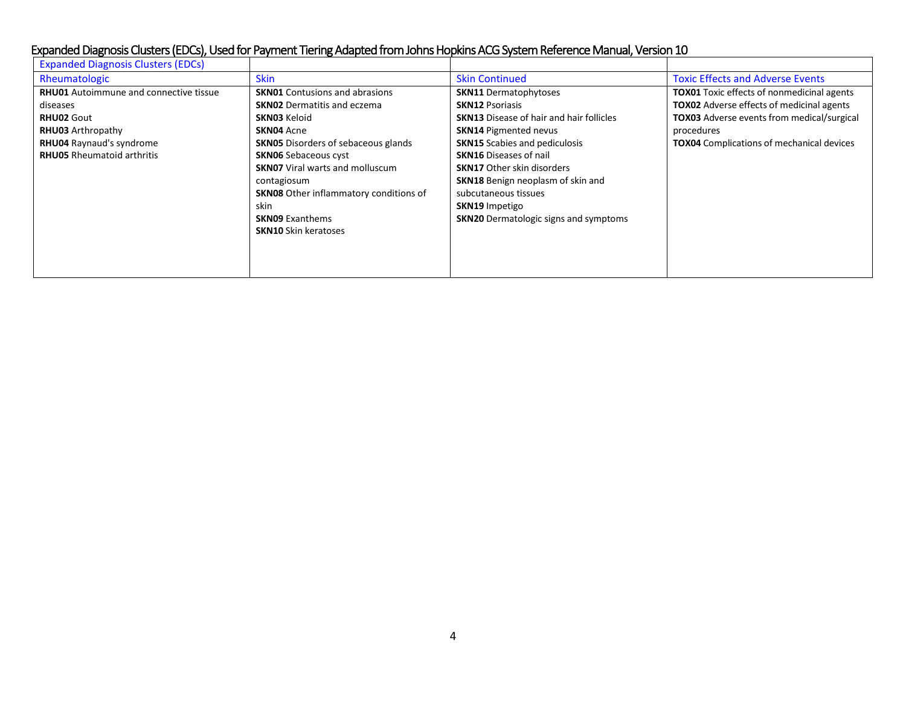## Expanded Diagnosis Clusters (EDCs), Used for Payment Tiering Adapted from Johns Hopkins ACG System Reference Manual, Version 10

| Expanded Diagnosis Clusters (EDCs) | | | |
|---|---|---|---|
| Rheumatologic | Skin | Skin Continued | Toxic Effects and Adverse Events |
| **RHU01** Autoimmune and connective tissue diseases<br>**RHU02** Gout<br>**RHU03** Arthropathy<br>**RHU04** Raynaud's syndrome<br>**RHU05** Rheumatoid arthritis | **SKN01** Contusions and abrasions<br>**SKN02** Dermatitis and eczema<br>**SKN03** Keloid<br>**SKN04** Acne<br>**SKN05** Disorders of sebaceous glands<br>**SKN06** Sebaceous cyst<br>**SKN07** Viral warts and molluscum contagiosum<br>**SKN08** Other inflammatory conditions of skin<br>**SKN09** Exanthems<br>**SKN10** Skin keratoses | **SKN11** Dermatophytoses<br>**SKN12** Psoriasis<br>**SKN13** Disease of hair and hair follicles<br>**SKN14** Pigmented nevus<br>**SKN15** Scabies and pediculosis<br>**SKN16** Diseases of nail<br>**SKN17** Other skin disorders<br>**SKN18** Benign neoplasm of skin and subcutaneous tissues<br>**SKN19** Impetigo<br>**SKN20** Dermatologic signs and symptoms | **TOX01** Toxic effects of nonmedicinal agents<br>**TOX02** Adverse effects of medicinal agents<br>**TOX03** Adverse events from medical/surgical procedures<br>**TOX04** Complications of mechanical devices |